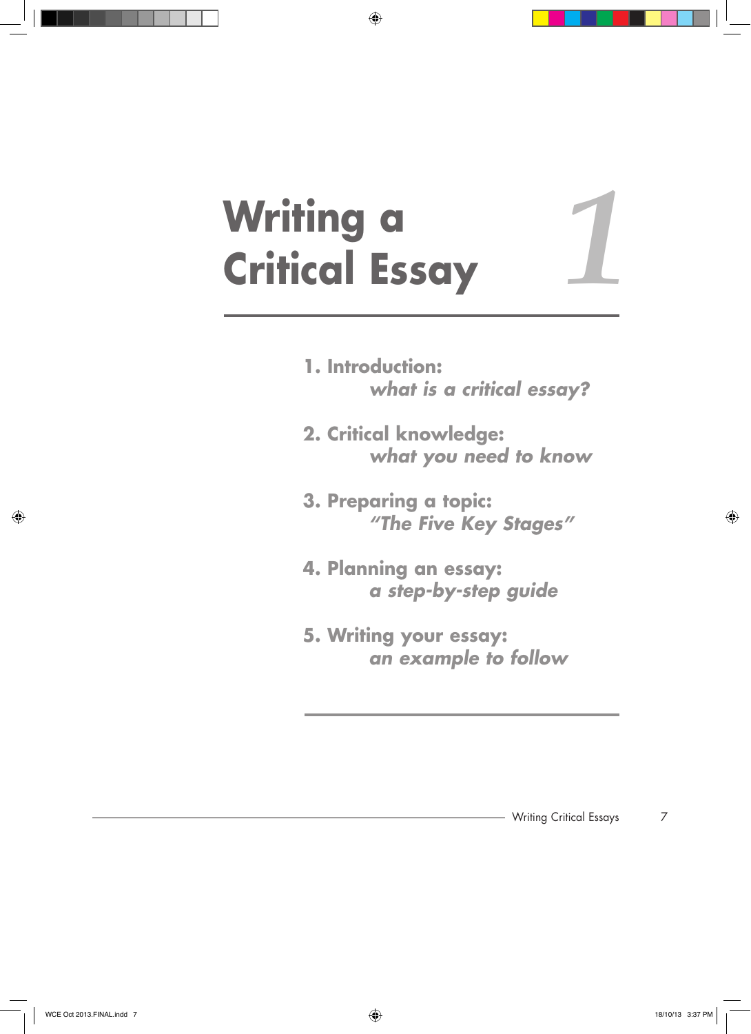# Writing a Critical Essay

1

1. **Introduction:**
   ***what is a critical essay?***

2. **Critical knowledge:**
   ***what you need to know***

3. **Preparing a topic:**
   ***"The Five Key Stages"***

4. **Planning an essay:**
   ***a step-by-step guide***

5. **Writing your essay:**
   ***an example to follow***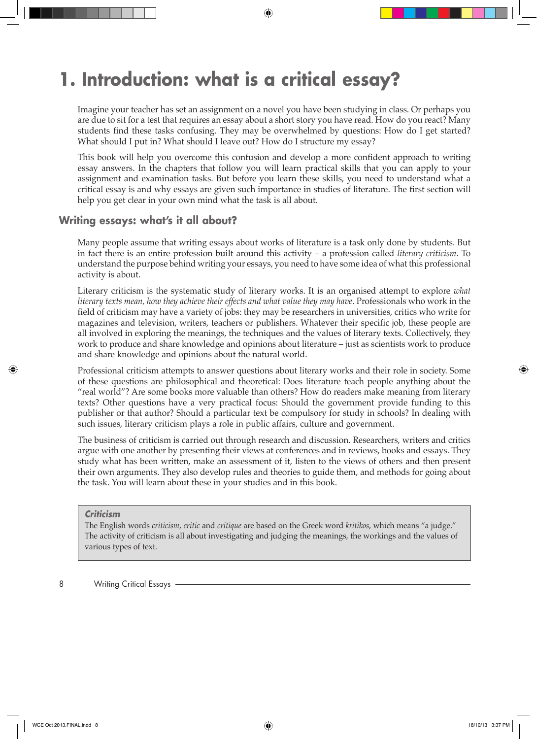# 1. Introduction: what is a critical essay?

Imagine your teacher has set an assignment on a novel you have been studying in class. Or perhaps you are due to sit for a test that requires an essay about a short story you have read. How do you react? Many students find these tasks confusing. They may be overwhelmed by questions: How do I get started? What should I put in? What should I leave out? How do I structure my essay?

This book will help you overcome this confusion and develop a more confident approach to writing essay answers. In the chapters that follow you will learn practical skills that you can apply to your assignment and examination tasks. But before you learn these skills, you need to understand what a critical essay is and why essays are given such importance in studies of literature. The first section will help you get clear in your own mind what the task is all about.

## Writing essays: what's it all about?

Many people assume that writing essays about works of literature is a task only done by students. But in fact there is an entire profession built around this activity – a profession called *literary criticism*. To understand the purpose behind writing your essays, you need to have some idea of what this professional activity is about.

Literary criticism is the systematic study of literary works. It is an organised attempt to explore *what literary texts mean, how they achieve their effects and what value they may have*. Professionals who work in the field of criticism may have a variety of jobs: they may be researchers in universities, critics who write for magazines and television, writers, teachers or publishers. Whatever their specific job, these people are all involved in exploring the meanings, the techniques and the values of literary texts. Collectively, they work to produce and share knowledge and opinions about literature – just as scientists work to produce and share knowledge and opinions about the natural world.

Professional criticism attempts to answer questions about literary works and their role in society. Some of these questions are philosophical and theoretical: Does literature teach people anything about the "real world"? Are some books more valuable than others? How do readers make meaning from literary texts? Other questions have a very practical focus: Should the government provide funding to this publisher or that author? Should a particular text be compulsory for study in schools? In dealing with such issues, literary criticism plays a role in public affairs, culture and government.

The business of criticism is carried out through research and discussion. Researchers, writers and critics argue with one another by presenting their views at conferences and in reviews, books and essays. They study what has been written, make an assessment of it, listen to the views of others and then present their own arguments. They also develop rules and theories to guide them, and methods for going about the task. You will learn about these in your studies and in this book.

> ***Criticism***
> The English words *criticism*, *critic* and *critique* are based on the Greek word *kritikos*, which means "a judge." The activity of criticism is all about investigating and judging the meanings, the workings and the values of various types of text.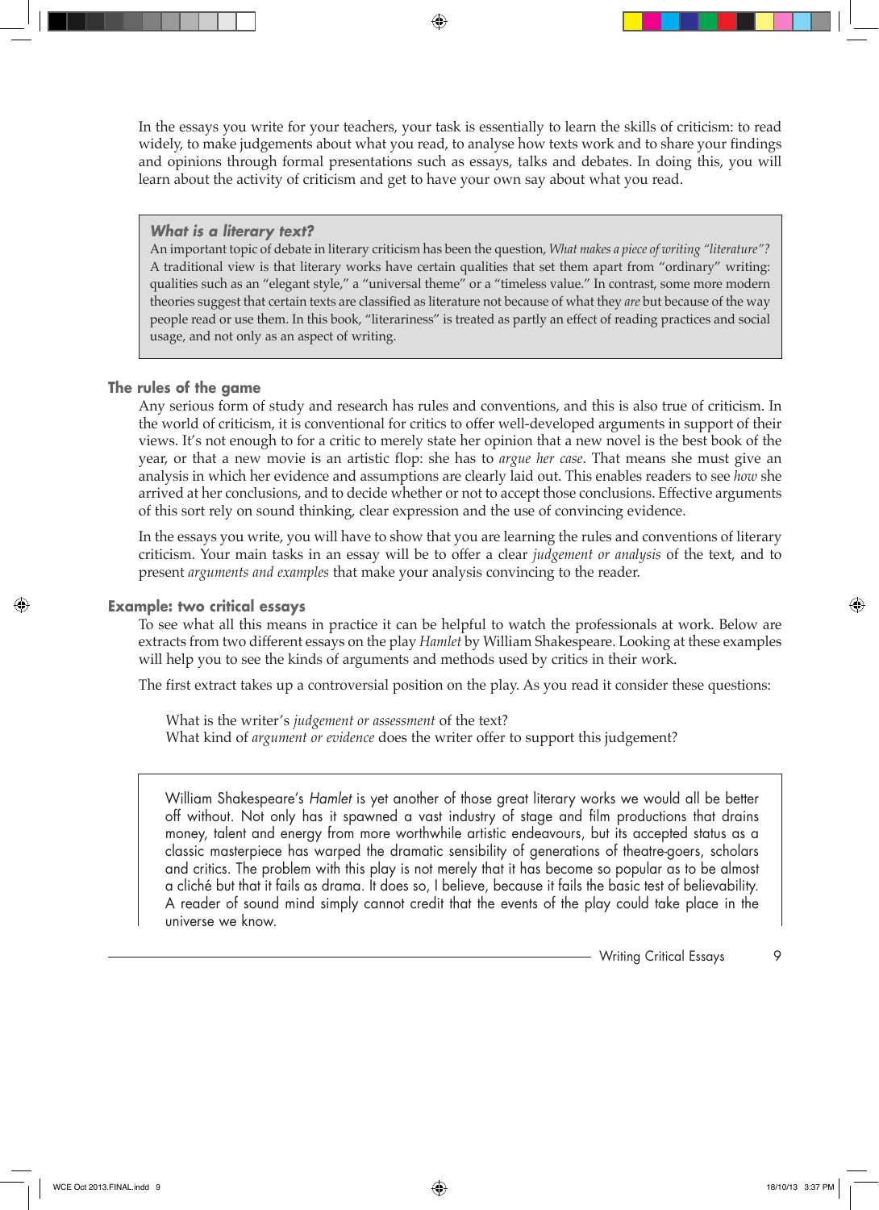In the essays you write for your teachers, your task is essentially to learn the skills of criticism: to read widely, to make judgements about what you read, to analyse how texts work and to share your findings and opinions through formal presentations such as essays, talks and debates. In doing this, you will learn about the activity of criticism and get to have your own say about what you read.

> ***What is a literary text?***
>
> An important topic of debate in literary criticism has been the question, *What makes a piece of writing "literature"?* A traditional view is that literary works have certain qualities that set them apart from "ordinary" writing: qualities such as an "elegant style," a "universal theme" or a "timeless value." In contrast, some more modern theories suggest that certain texts are classified as literature not because of what they *are* but because of the way people read or use them. In this book, "literariness" is treated as partly an effect of reading practices and social usage, and not only as an aspect of writing.

## The rules of the game

Any serious form of study and research has rules and conventions, and this is also true of criticism. In the world of criticism, it is conventional for critics to offer well-developed arguments in support of their views. It's not enough to for a critic to merely state her opinion that a new novel is the best book of the year, or that a new movie is an artistic flop: she has to *argue her case*. That means she must give an analysis in which her evidence and assumptions are clearly laid out. This enables readers to see *how* she arrived at her conclusions, and to decide whether or not to accept those conclusions. Effective arguments of this sort rely on sound thinking, clear expression and the use of convincing evidence.

In the essays you write, you will have to show that you are learning the rules and conventions of literary criticism. Your main tasks in an essay will be to offer a clear *judgement or analysis* of the text, and to present *arguments and examples* that make your analysis convincing to the reader.

## Example: two critical essays

To see what all this means in practice it can be helpful to watch the professionals at work. Below are extracts from two different essays on the play *Hamlet* by William Shakespeare. Looking at these examples will help you to see the kinds of arguments and methods used by critics in their work.

The first extract takes up a controversial position on the play. As you read it consider these questions:

> What is the writer's *judgement or assessment* of the text?
> What kind of *argument or evidence* does the writer offer to support this judgement?

> William Shakespeare's *Hamlet* is yet another of those great literary works we would all be better off without. Not only has it spawned a vast industry of stage and film productions that drains money, talent and energy from more worthwhile artistic endeavours, but its accepted status as a classic masterpiece has warped the dramatic sensibility of generations of theatre-goers, scholars and critics. The problem with this play is not merely that it has become so popular as to be almost a cliché but that it fails as drama. It does so, I believe, because it fails the basic test of believability. A reader of sound mind simply cannot credit that the events of the play could take place in the universe we know.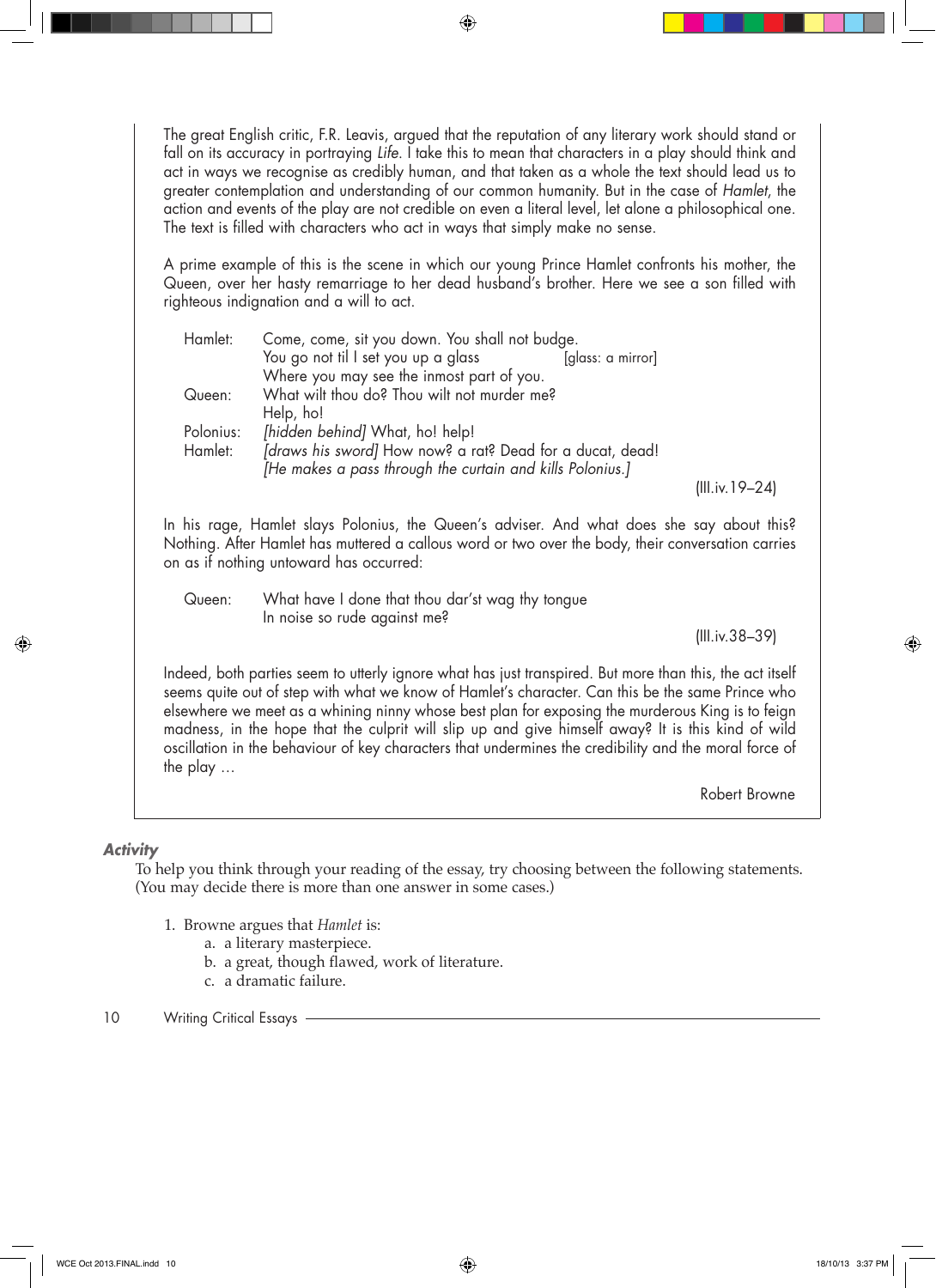The great English critic, F.R. Leavis, argued that the reputation of any literary work should stand or fall on its accuracy in portraying *Life*. I take this to mean that characters in a play should think and act in ways we recognise as credibly human, and that taken as a whole the text should lead us to greater contemplation and understanding of our common humanity. But in the case of *Hamlet*, the action and events of the play are not credible on even a literal level, let alone a philosophical one. The text is filled with characters who act in ways that simply make no sense.

A prime example of this is the scene in which our young Prince Hamlet confronts his mother, the Queen, over her hasty remarriage to her dead husband's brother. Here we see a son filled with righteous indignation and a will to act.

> Hamlet: Come, come, sit you down. You shall not budge.
> You go not til I set you up a glass [glass: a mirror]
> Where you may see the inmost part of you.
> Queen: What wilt thou do? Thou wilt not murder me?
> Help, ho!
> Polonius: *[hidden behind]* What, ho! help!
> Hamlet: *[draws his sword]* How now? a rat? Dead for a ducat, dead!
> *[He makes a pass through the curtain and kills Polonius.]*
>
> (III.iv.19–24)

In his rage, Hamlet slays Polonius, the Queen's adviser. And what does she say about this? Nothing. After Hamlet has muttered a callous word or two over the body, their conversation carries on as if nothing untoward has occurred:

> Queen: What have I done that thou dar'st wag thy tongue
> In noise so rude against me?
>
> (III.iv.38–39)

Indeed, both parties seem to utterly ignore what has just transpired. But more than this, the act itself seems quite out of step with what we know of Hamlet's character. Can this be the same Prince who elsewhere we meet as a whining ninny whose best plan for exposing the murderous King is to feign madness, in the hope that the culprit will slip up and give himself away? It is this kind of wild oscillation in the behaviour of key characters that undermines the credibility and the moral force of the play …

Robert Browne

### *Activity*

To help you think through your reading of the essay, try choosing between the following statements. (You may decide there is more than one answer in some cases.)

1. Browne argues that *Hamlet* is:
   a. a literary masterpiece.
   b. a great, though flawed, work of literature.
   c. a dramatic failure.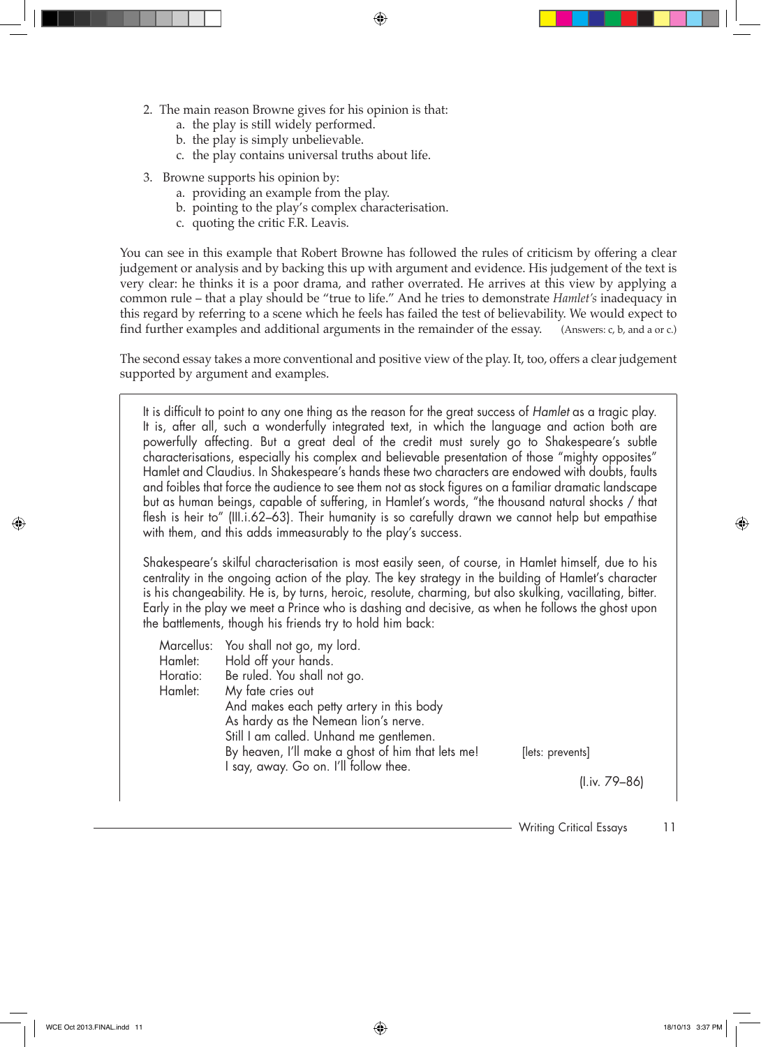2. The main reason Browne gives for his opinion is that:
   a. the play is still widely performed.
   b. the play is simply unbelievable.
   c. the play contains universal truths about life.

3. Browne supports his opinion by:
   a. providing an example from the play.
   b. pointing to the play's complex characterisation.
   c. quoting the critic F.R. Leavis.

You can see in this example that Robert Browne has followed the rules of criticism by offering a clear judgement or analysis and by backing this up with argument and evidence. His judgement of the text is very clear: he thinks it is a poor drama, and rather overrated. He arrives at this view by applying a common rule – that a play should be "true to life." And he tries to demonstrate *Hamlet's* inadequacy in this regard by referring to a scene which he feels has failed the test of believability. We would expect to find further examples and additional arguments in the remainder of the essay. (Answers: c, b, and a or c.)

The second essay takes a more conventional and positive view of the play. It, too, offers a clear judgement supported by argument and examples.

> It is difficult to point to any one thing as the reason for the great success of *Hamlet* as a tragic play. It is, after all, such a wonderfully integrated text, in which the language and action both are powerfully affecting. But a great deal of the credit must surely go to Shakespeare's subtle characterisations, especially his complex and believable presentation of those "mighty opposites" Hamlet and Claudius. In Shakespeare's hands these two characters are endowed with doubts, faults and foibles that force the audience to see them not as stock figures on a familiar dramatic landscape but as human beings, capable of suffering, in Hamlet's words, "the thousand natural shocks / that flesh is heir to" (III.i.62–63). Their humanity is so carefully drawn we cannot help but empathise with them, and this adds immeasurably to the play's success.
>
> Shakespeare's skilful characterisation is most easily seen, of course, in Hamlet himself, due to his centrality in the ongoing action of the play. The key strategy in the building of Hamlet's character is his changeability. He is, by turns, heroic, resolute, charming, but also skulking, vacillating, bitter. Early in the play we meet a Prince who is dashing and decisive, as when he follows the ghost upon the battlements, though his friends try to hold him back:
>
> Marcellus: You shall not go, my lord.
> Hamlet: Hold off your hands.
> Horatio: Be ruled. You shall not go.
> Hamlet: My fate cries out
> And makes each petty artery in this body
> As hardy as the Nemean lion's nerve.
> Still I am called. Unhand me gentlemen.
> By heaven, I'll make a ghost of him that lets me! [lets: prevents]
> I say, away. Go on. I'll follow thee.
>
> (I.iv. 79–86)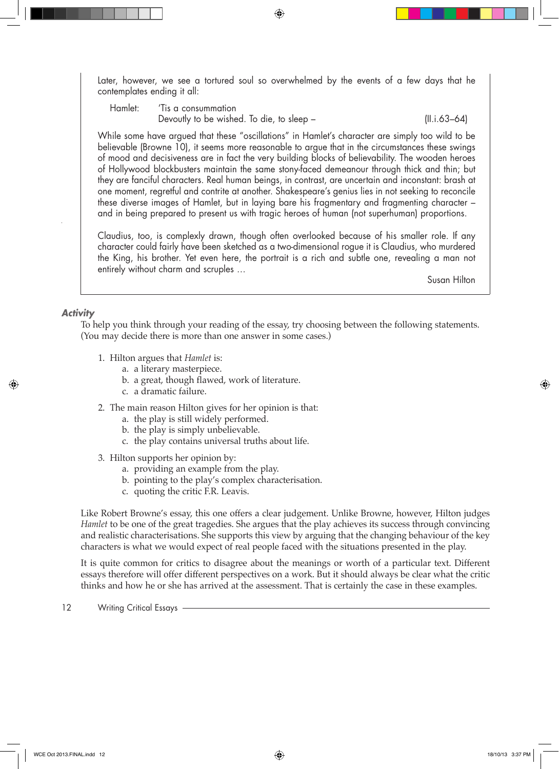Later, however, we see a tortured soul so overwhelmed by the events of a few days that he contemplates ending it all:

> Hamlet: 'Tis a consummation
> Devoutly to be wished. To die, to sleep – (II.i.63–64)

While some have argued that these "oscillations" in Hamlet's character are simply too wild to be believable (Browne 10), it seems more reasonable to argue that in the circumstances these swings of mood and decisiveness are in fact the very building blocks of believability. The wooden heroes of Hollywood blockbusters maintain the same stony-faced demeanour through thick and thin; but they are fanciful characters. Real human beings, in contrast, are uncertain and inconstant: brash at one moment, regretful and contrite at another. Shakespeare's genius lies in not seeking to reconcile these diverse images of Hamlet, but in laying bare his fragmentary and fragmenting character – and in being prepared to present us with tragic heroes of human (not superhuman) proportions.

Claudius, too, is complexly drawn, though often overlooked because of his smaller role. If any character could fairly have been sketched as a two-dimensional rogue it is Claudius, who murdered the King, his brother. Yet even here, the portrait is a rich and subtle one, revealing a man not entirely without charm and scruples ...

Susan Hilton

### *Activity*

To help you think through your reading of the essay, try choosing between the following statements. (You may decide there is more than one answer in some cases.)

1. Hilton argues that *Hamlet* is:
   a. a literary masterpiece.
   b. a great, though flawed, work of literature.
   c. a dramatic failure.
2. The main reason Hilton gives for her opinion is that:
   a. the play is still widely performed.
   b. the play is simply unbelievable.
   c. the play contains universal truths about life.
3. Hilton supports her opinion by:
   a. providing an example from the play.
   b. pointing to the play's complex characterisation.
   c. quoting the critic F.R. Leavis.

Like Robert Browne's essay, this one offers a clear judgement. Unlike Browne, however, Hilton judges *Hamlet* to be one of the great tragedies. She argues that the play achieves its success through convincing and realistic characterisations. She supports this view by arguing that the changing behaviour of the key characters is what we would expect of real people faced with the situations presented in the play.

It is quite common for critics to disagree about the meanings or worth of a particular text. Different essays therefore will offer different perspectives on a work. But it should always be clear what the critic thinks and how he or she has arrived at the assessment. That is certainly the case in these examples.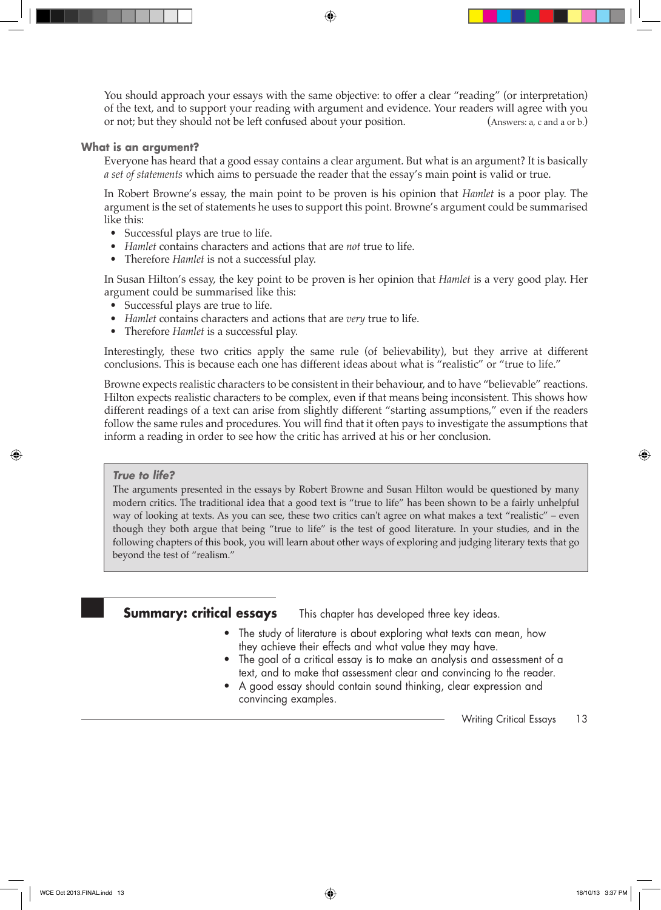You should approach your essays with the same objective: to offer a clear "reading" (or interpretation) of the text, and to support your reading with argument and evidence. Your readers will agree with you or not; but they should not be left confused about your position. (Answers: a, c and a or b.)

## What is an argument?

Everyone has heard that a good essay contains a clear argument. But what is an argument? It is basically *a set of statements* which aims to persuade the reader that the essay's main point is valid or true.

In Robert Browne's essay, the main point to be proven is his opinion that *Hamlet* is a poor play. The argument is the set of statements he uses to support this point. Browne's argument could be summarised like this:

- Successful plays are true to life.
- *Hamlet* contains characters and actions that are *not* true to life.
- Therefore *Hamlet* is not a successful play.

In Susan Hilton's essay, the key point to be proven is her opinion that *Hamlet* is a very good play. Her argument could be summarised like this:

- Successful plays are true to life.
- *Hamlet* contains characters and actions that are *very* true to life.
- Therefore *Hamlet* is a successful play.

Interestingly, these two critics apply the same rule (of believability), but they arrive at different conclusions. This is because each one has different ideas about what is "realistic" or "true to life."

Browne expects realistic characters to be consistent in their behaviour, and to have "believable" reactions. Hilton expects realistic characters to be complex, even if that means being inconsistent. This shows how different readings of a text can arise from slightly different "starting assumptions," even if the readers follow the same rules and procedures. You will find that it often pays to investigate the assumptions that inform a reading in order to see how the critic has arrived at his or her conclusion.

> ### True to life?
> The arguments presented in the essays by Robert Browne and Susan Hilton would be questioned by many modern critics. The traditional idea that a good text is "true to life" has been shown to be a fairly unhelpful way of looking at texts. As you can see, these two critics can't agree on what makes a text "realistic" – even though they both argue that being "true to life" is the test of good literature. In your studies, and in the following chapters of this book, you will learn about other ways of exploring and judging literary texts that go beyond the test of "realism."

## Summary: critical essays

This chapter has developed three key ideas.

- The study of literature is about exploring what texts can mean, how they achieve their effects and what value they may have.
- The goal of a critical essay is to make an analysis and assessment of a text, and to make that assessment clear and convincing to the reader.
- A good essay should contain sound thinking, clear expression and convincing examples.